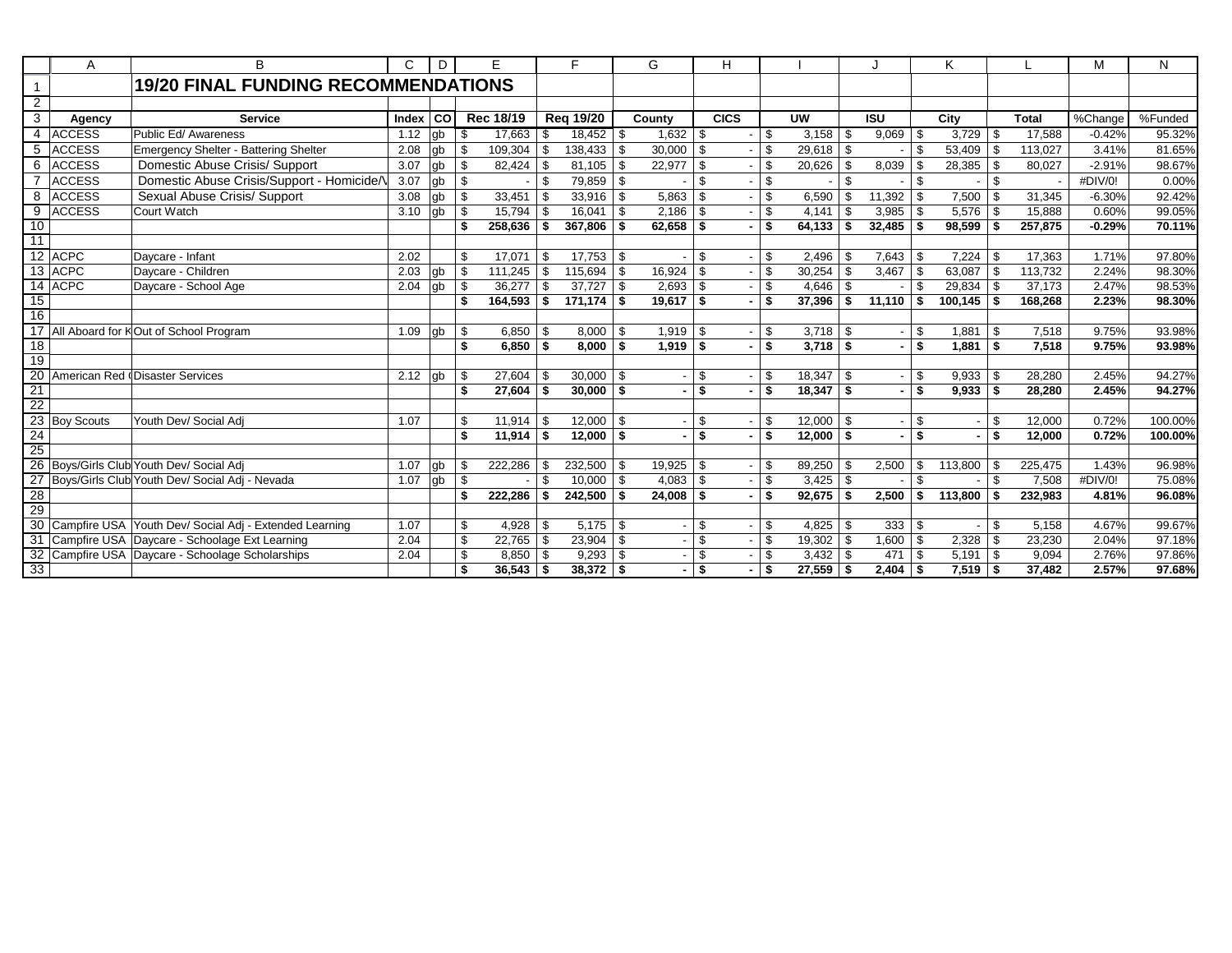# 19/20 FINAL FUNDING RECOMMENDATIONS

| Agency | Service | Index | CO | Rec 18/19 | Req 19/20 | County | CICS | UW | ISU | City | Total | %Change | %Funded |
|---|---|---|---|---|---|---|---|---|---|---|---|---|---|
| ACCESS | Public Ed/ Awareness | 1.12 | gb | $ 17,663 | $ 18,452 | $ 1,632 | $ - | $ 3,158 | $ 9,069 | $ 3,729 | $ 17,588 | -0.42% | 95.32% |
| ACCESS | Emergency Shelter - Battering Shelter | 2.08 | gb | $ 109,304 | $ 138,433 | $ 30,000 | $ - | $ 29,618 | $ - | $ 53,409 | $ 113,027 | 3.41% | 81.65% |
| ACCESS | Domestic Abuse Crisis/ Support | 3.07 | gb | $ 82,424 | $ 81,105 | $ 22,977 | $ - | $ 20,626 | $ 8,039 | $ 28,385 | $ 80,027 | -2.91% | 98.67% |
| ACCESS | Domestic Abuse Crisis/Support - Homicide/V | 3.07 | gb | $ - | $ 79,859 | $ - | $ - | $ - | $ - | $ - | $ - | #DIV/0! | 0.00% |
| ACCESS | Sexual Abuse Crisis/ Support | 3.08 | gb | $ 33,451 | $ 33,916 | $ 5,863 | $ - | $ 6,590 | $ 11,392 | $ 7,500 | $ 31,345 | -6.30% | 92.42% |
| ACCESS | Court Watch | 3.10 | gb | $ 15,794 | $ 16,041 | $ 2,186 | $ - | $ 4,141 | $ 3,985 | $ 5,576 | $ 15,888 | 0.60% | 99.05% |
| | | | | **$ 258,636** | **$ 367,806** | **$ 62,658** | **$ -** | **$ 64,133** | **$ 32,485** | **$ 98,599** | **$ 257,875** | **-0.29%** | **70.11%** |
| | | | | | | | | | | | | | |
| ACPC | Daycare - Infant | 2.02 | | $ 17,071 | $ 17,753 | $ - | $ - | $ 2,496 | $ 7,643 | $ 7,224 | $ 17,363 | 1.71% | 97.80% |
| ACPC | Daycare - Children | 2.03 | gb | $ 111,245 | $ 115,694 | $ 16,924 | $ - | $ 30,254 | $ 3,467 | $ 63,087 | $ 113,732 | 2.24% | 98.30% |
| ACPC | Daycare - School Age | 2.04 | gb | $ 36,277 | $ 37,727 | $ 2,693 | $ - | $ 4,646 | $ - | $ 29,834 | $ 37,173 | 2.47% | 98.53% |
| | | | | **$ 164,593** | **$ 171,174** | **$ 19,617** | **$ -** | **$ 37,396** | **$ 11,110** | **$ 100,145** | **$ 168,268** | **2.23%** | **98.30%** |
| | | | | | | | | | | | | | |
| All Aboard for K | Out of School Program | 1.09 | gb | $ 6,850 | $ 8,000 | $ 1,919 | $ - | $ 3,718 | $ - | $ 1,881 | $ 7,518 | 9.75% | 93.98% |
| | | | | **$ 6,850** | **$ 8,000** | **$ 1,919** | **$ -** | **$ 3,718** | **$ -** | **$ 1,881** | **$ 7,518** | **9.75%** | **93.98%** |
| | | | | | | | | | | | | | |
| American Red ( | Disaster Services | 2.12 | gb | $ 27,604 | $ 30,000 | $ - | $ - | $ 18,347 | $ - | $ 9,933 | $ 28,280 | 2.45% | 94.27% |
| | | | | **$ 27,604** | **$ 30,000** | **$ -** | **$ -** | **$ 18,347** | **$ -** | **$ 9,933** | **$ 28,280** | **2.45%** | **94.27%** |
| | | | | | | | | | | | | | |
| Boy Scouts | Youth Dev/ Social Adj | 1.07 | | $ 11,914 | $ 12,000 | $ - | $ - | $ 12,000 | $ - | $ - | $ 12,000 | 0.72% | 100.00% |
| | | | | **$ 11,914** | **$ 12,000** | **$ -** | **$ -** | **$ 12,000** | **$ -** | **$ -** | **$ 12,000** | **0.72%** | **100.00%** |
| | | | | | | | | | | | | | |
| Boys/Girls Club | Youth Dev/ Social Adj | 1.07 | gb | $ 222,286 | $ 232,500 | $ 19,925 | $ - | $ 89,250 | $ 2,500 | $ 113,800 | $ 225,475 | 1.43% | 96.98% |
| Boys/Girls Club | Youth Dev/ Social Adj - Nevada | 1.07 | gb | $ - | $ 10,000 | $ 4,083 | $ - | $ 3,425 | $ - | $ - | $ 7,508 | #DIV/0! | 75.08% |
| | | | | **$ 222,286** | **$ 242,500** | **$ 24,008** | **$ -** | **$ 92,675** | **$ 2,500** | **$ 113,800** | **$ 232,983** | **4.81%** | **96.08%** |
| | | | | | | | | | | | | | |
| Campfire USA | Youth Dev/ Social Adj - Extended Learning | 1.07 | | $ 4,928 | $ 5,175 | $ - | $ - | $ 4,825 | $ 333 | $ - | $ 5,158 | 4.67% | 99.67% |
| Campfire USA | Daycare - Schoolage Ext Learning | 2.04 | | $ 22,765 | $ 23,904 | $ - | $ - | $ 19,302 | $ 1,600 | $ 2,328 | $ 23,230 | 2.04% | 97.18% |
| Campfire USA | Daycare - Schoolage Scholarships | 2.04 | | $ 8,850 | $ 9,293 | $ - | $ - | $ 3,432 | $ 471 | $ 5,191 | $ 9,094 | 2.76% | 97.86% |
| | | | | **$ 36,543** | **$ 38,372** | **$ -** | **$ -** | **$ 27,559** | **$ 2,404** | **$ 7,519** | **$ 37,482** | **2.57%** | **97.68%** |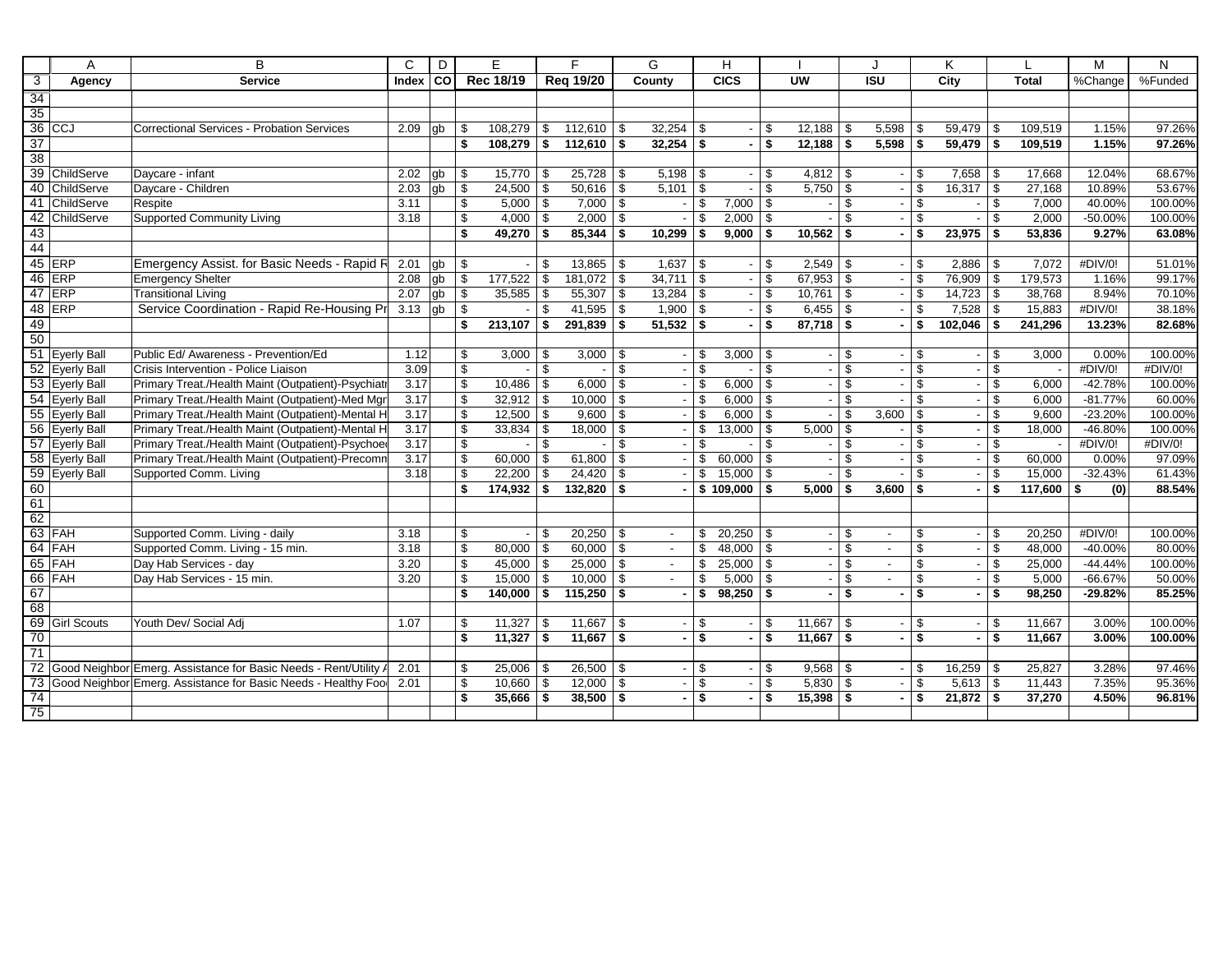| | A | B | C | D | E | F | G | H | I | J | K | L | M | N |
|---|---|---|---|---|---|---|---|---|---|---|---|---|---|---|
| 3 | Agency | Service | Index | CO | Rec 18/19 | Req 19/20 | County | CICS | UW | ISU | City | Total | %Change | %Funded |
| 34 | | | | | | | | | | | | | | |
| 35 | | | | | | | | | | | | | | |
| 36 | CCJ | Correctional Services - Probation Services | 2.09 | gb | $ 108,279 | $ 112,610 | $ 32,254 | $ - | $ 12,188 | $ 5,598 | $ 59,479 | $ 109,519 | 1.15% | 97.26% |
| 37 | | | | | **$ 108,279** | **$ 112,610** | **$ 32,254** | **$ -** | **$ 12,188** | **$ 5,598** | **$ 59,479** | **$ 109,519** | **1.15%** | **97.26%** |
| 38 | | | | | | | | | | | | | | |
| 39 | ChildServe | Daycare - infant | 2.02 | gb | $ 15,770 | $ 25,728 | $ 5,198 | $ - | $ 4,812 | $ - | $ 7,658 | $ 17,668 | 12.04% | 68.67% |
| 40 | ChildServe | Daycare - Children | 2.03 | gb | $ 24,500 | $ 50,616 | $ 5,101 | $ - | $ 5,750 | $ - | $ 16,317 | $ 27,168 | 10.89% | 53.67% |
| 41 | ChildServe | Respite | 3.11 | | $ 5,000 | $ 7,000 | $ - | $ 7,000 | $ - | $ - | $ - | $ 7,000 | 40.00% | 100.00% |
| 42 | ChildServe | Supported Community Living | 3.18 | | $ 4,000 | $ 2,000 | $ - | $ 2,000 | $ - | $ - | $ - | $ 2,000 | -50.00% | 100.00% |
| 43 | | | | | **$ 49,270** | **$ 85,344** | **$ 10,299** | **$ 9,000** | **$ 10,562** | **$ -** | **$ 23,975** | **$ 53,836** | **9.27%** | **63.08%** |
| 44 | | | | | | | | | | | | | | |
| 45 | ERP | Emergency Assist. for Basic Needs - Rapid R | 2.01 | gb | $ - | $ 13,865 | $ 1,637 | $ - | $ 2,549 | $ - | $ 2,886 | $ 7,072 | #DIV/0! | 51.01% |
| 46 | ERP | Emergency Shelter | 2.08 | gb | $ 177,522 | $ 181,072 | $ 34,711 | $ - | $ 67,953 | $ - | $ 76,909 | $ 179,573 | 1.16% | 99.17% |
| 47 | ERP | Transitional Living | 2.07 | gb | $ 35,585 | $ 55,307 | $ 13,284 | $ - | $ 10,761 | $ - | $ 14,723 | $ 38,768 | 8.94% | 70.10% |
| 48 | ERP | Service Coordination - Rapid Re-Housing Pr | 3.13 | gb | $ - | $ 41,595 | $ 1,900 | $ - | $ 6,455 | $ - | $ 7,528 | $ 15,883 | #DIV/0! | 38.18% |
| 49 | | | | | **$ 213,107** | **$ 291,839** | **$ 51,532** | **$ -** | **$ 87,718** | **$ -** | **$ 102,046** | **$ 241,296** | **13.23%** | **82.68%** |
| 50 | | | | | | | | | | | | | | |
| 51 | Everly Ball | Public Ed/ Awareness - Prevention/Ed | 1.12 | | $ 3,000 | $ 3,000 | $ - | $ 3,000 | $ - | $ - | $ - | $ 3,000 | 0.00% | 100.00% |
| 52 | Eyerly Ball | Crisis Intervention - Police Liaison | 3.09 | | $ - | $ - | $ - | $ - | $ - | $ - | $ - | $ - | #DIV/0! | #DIV/0! |
| 53 | Eyerly Ball | Primary Treat./Health Maint (Outpatient)-Psychiatr | 3.17 | | $ 10,486 | $ 6,000 | $ - | $ 6,000 | $ - | $ - | $ - | $ 6,000 | -42.78% | 100.00% |
| 54 | Eyerly Ball | Primary Treat./Health Maint (Outpatient)-Med Mgr | 3.17 | | $ 32,912 | $ 10,000 | $ - | $ 6,000 | $ - | $ - | $ - | $ 6,000 | -81.77% | 60.00% |
| 55 | Eyerly Ball | Primary Treat./Health Maint (Outpatient)-Mental H | 3.17 | | $ 12,500 | $ 9,600 | $ - | $ 6,000 | $ - | $ 3,600 | $ - | $ 9,600 | -23.20% | 100.00% |
| 56 | Eyerly Ball | Primary Treat./Health Maint (Outpatient)-Mental H | 3.17 | | $ 33,834 | $ 18,000 | $ - | $ 13,000 | $ 5,000 | $ - | $ - | $ 18,000 | -46.80% | 100.00% |
| 57 | Eyerly Ball | Primary Treat./Health Maint (Outpatient)-Psychoe | 3.17 | | $ - | $ - | $ - | $ - | $ - | $ - | $ - | $ - | #DIV/0! | #DIV/0! |
| 58 | Eyerly Ball | Primary Treat./Health Maint (Outpatient)-Precomn | 3.17 | | $ 60,000 | $ 61,800 | $ - | $ 60,000 | $ - | $ - | $ - | $ 60,000 | 0.00% | 97.09% |
| 59 | Eyerly Ball | Supported Comm. Living | 3.18 | | $ 22,200 | $ 24,420 | $ - | $ 15,000 | $ - | $ - | $ - | $ 15,000 | -32.43% | 61.43% |
| 60 | | | | | **$ 174,932** | **$ 132,820** | **$ -** | **$ 109,000** | **$ 5,000** | **$ 3,600** | **$ -** | **$ 117,600** | **$ (0)** | **88.54%** |
| 61 | | | | | | | | | | | | | | |
| 62 | | | | | | | | | | | | | | |
| 63 | FAH | Supported Comm. Living - daily | 3.18 | | $ - | $ 20,250 | $ - | $ 20,250 | $ - | $ - | $ - | $ 20,250 | #DIV/0! | 100.00% |
| 64 | FAH | Supported Comm. Living - 15 min. | 3.18 | | $ 80,000 | $ 60,000 | $ - | $ 48,000 | $ - | $ - | $ - | $ 48,000 | -40.00% | 80.00% |
| 65 | FAH | Day Hab Services - day | 3.20 | | $ 45,000 | $ 25,000 | $ - | $ 25,000 | $ - | $ - | $ - | $ 25,000 | -44.44% | 100.00% |
| 66 | FAH | Day Hab Services - 15 min. | 3.20 | | $ 15,000 | $ 10,000 | $ - | $ 5,000 | $ - | $ - | $ - | $ 5,000 | -66.67% | 50.00% |
| 67 | | | | | **$ 140,000** | **$ 115,250** | **$ -** | **$ 98,250** | **$ -** | **$ -** | **$ -** | **$ 98,250** | **-29.82%** | **85.25%** |
| 68 | | | | | | | | | | | | | | |
| 69 | Girl Scouts | Youth Dev/ Social Adj | 1.07 | | $ 11,327 | $ 11,667 | $ - | $ - | $ 11,667 | $ - | $ - | $ 11,667 | 3.00% | 100.00% |
| 70 | | | | | **$ 11,327** | **$ 11,667** | **$ -** | **$ -** | **$ 11,667** | **$ -** | **$ -** | **$ 11,667** | **3.00%** | **100.00%** |
| 71 | | | | | | | | | | | | | | |
| 72 | Good Neighbor | Emerg. Assistance for Basic Needs - Rent/Utility A | 2.01 | | $ 25,006 | $ 26,500 | $ - | $ - | $ 9,568 | $ - | $ 16,259 | $ 25,827 | 3.28% | 97.46% |
| 73 | Good Neighbor | Emerg. Assistance for Basic Needs - Healthy Foo | 2.01 | | $ 10,660 | $ 12,000 | $ - | $ - | $ 5,830 | $ - | $ 5,613 | $ 11,443 | 7.35% | 95.36% |
| 74 | | | | | **$ 35,666** | **$ 38,500** | **$ -** | **$ -** | **$ 15,398** | **$ -** | **$ 21,872** | **$ 37,270** | **4.50%** | **96.81%** |
| 75 | | | | | | | | | | | | | | |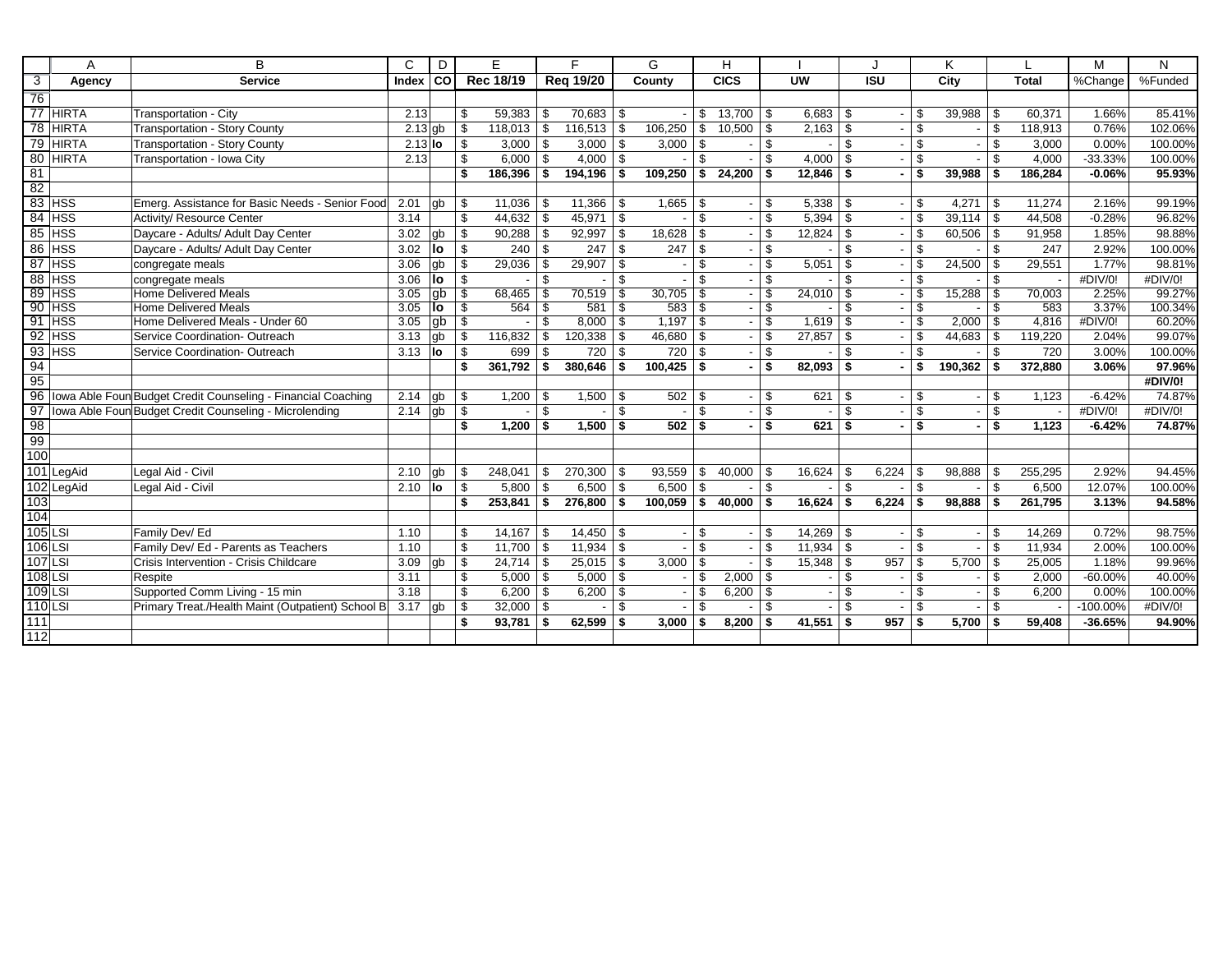| | A | B | C | D | E | F | G | H | I | J | K | L | M | N |
|---|---|---|---|---|---|---|---|---|---|---|---|---|---|---|
| 3 | Agency | Service | Index | CO | Rec 18/19 | Req 19/20 | County | CICS | UW | ISU | City | Total | %Change | %Funded |
| 76 | | | | | | | | | | | | | | |
| 77 | HIRTA | Transportation - City | 2.13 | | $ 59,383 | $ 70,683 | $ - | $ 13,700 | $ 6,683 | $ - | $ 39,988 | $ 60,371 | 1.66% | 85.41% |
| 78 | HIRTA | Transportation - Story County | 2.13 | gb | $ 118,013 | $ 116,513 | $ 106,250 | $ 10,500 | $ 2,163 | $ - | $ - | $ 118,913 | 0.76% | 102.06% |
| 79 | HIRTA | Transportation - Story County | 2.13 | lo | $ 3,000 | $ 3,000 | $ 3,000 | $ - | $ - | $ - | $ - | $ 3,000 | 0.00% | 100.00% |
| 80 | HIRTA | Transportation - Iowa City | 2.13 | | $ 6,000 | $ 4,000 | $ - | $ - | $ 4,000 | $ - | $ - | $ 4,000 | -33.33% | 100.00% |
| 81 | | | | | **$ 186,396** | **$ 194,196** | **$ 109,250** | **$ 24,200** | **$ 12,846** | **$ -** | **$ 39,988** | **$ 186,284** | **-0.06%** | **95.93%** |
| 82 | | | | | | | | | | | | | | |
| 83 | HSS | Emerg. Assistance for Basic Needs - Senior Food | 2.01 | gb | $ 11,036 | $ 11,366 | $ 1,665 | $ - | $ 5,338 | $ - | $ 4,271 | $ 11,274 | 2.16% | 99.19% |
| 84 | HSS | Activity/ Resource Center | 3.14 | | $ 44,632 | $ 45,971 | $ - | $ - | $ 5,394 | $ - | $ 39,114 | $ 44,508 | -0.28% | 96.82% |
| 85 | HSS | Daycare - Adults/ Adult Day Center | 3.02 | gb | $ 90,288 | $ 92,997 | $ 18,628 | $ - | $ 12,824 | $ - | $ 60,506 | $ 91,958 | 1.85% | 98.88% |
| 86 | HSS | Daycare - Adults/ Adult Day Center | 3.02 | lo | $ 240 | $ 247 | $ 247 | $ - | $ - | $ - | $ - | $ 247 | 2.92% | 100.00% |
| 87 | HSS | congregate meals | 3.06 | gb | $ 29,036 | $ 29,907 | $ - | $ - | $ 5,051 | $ - | $ 24,500 | $ 29,551 | 1.77% | 98.81% |
| 88 | HSS | congregate meals | 3.06 | lo | $ - | $ - | $ - | $ - | $ - | $ - | $ - | $ - | #DIV/0! | #DIV/0! |
| 89 | HSS | Home Delivered Meals | 3.05 | gb | $ 68,465 | $ 70,519 | $ 30,705 | $ - | $ 24,010 | $ - | $ 15,288 | $ 70,003 | 2.25% | 99.27% |
| 90 | HSS | Home Delivered Meals | 3.05 | lo | $ 564 | $ 581 | $ 583 | $ - | $ - | $ - | $ - | $ 583 | 3.37% | 100.34% |
| 91 | HSS | Home Delivered Meals - Under 60 | 3.05 | gb | $ - | $ 8,000 | $ 1,197 | $ - | $ 1,619 | $ - | $ 2,000 | $ 4,816 | #DIV/0! | 60.20% |
| 92 | HSS | Service Coordination- Outreach | 3.13 | gb | $ 116,832 | $ 120,338 | $ 46,680 | $ - | $ 27,857 | $ - | $ 44,683 | $ 119,220 | 2.04% | 99.07% |
| 93 | HSS | Service Coordination- Outreach | 3.13 | lo | $ 699 | $ 720 | $ 720 | $ - | $ - | $ - | $ - | $ 720 | 3.00% | 100.00% |
| 94 | | | | | **$ 361,792** | **$ 380,646** | **$ 100,425** | **$ -** | **$ 82,093** | **$ -** | **$ 190,362** | **$ 372,880** | **3.06%** | **97.96%** |
| 95 | | | | | | | | | | | | | | **#DIV/0!** |
| 96 | Iowa Able Foun | Budget Credit Counseling - Financial Coaching | 2.14 | gb | $ 1,200 | $ 1,500 | $ 502 | $ - | $ 621 | $ - | $ - | $ 1,123 | -6.42% | 74.87% |
| 97 | Iowa Able Foun | Budget Credit Counseling - Microlending | 2.14 | gb | $ - | $ - | $ - | $ - | $ - | $ - | $ - | $ - | #DIV/0! | #DIV/0! |
| 98 | | | | | **$ 1,200** | **$ 1,500** | **$ 502** | **$ -** | **$ 621** | **$ -** | **$ -** | **$ 1,123** | **-6.42%** | **74.87%** |
| 99 | | | | | | | | | | | | | | |
| 100 | | | | | | | | | | | | | | |
| 101 | LegAid | Legal Aid - Civil | 2.10 | gb | $ 248,041 | $ 270,300 | $ 93,559 | $ 40,000 | $ 16,624 | $ 6,224 | $ 98,888 | $ 255,295 | 2.92% | 94.45% |
| 102 | LegAid | Legal Aid - Civil | 2.10 | lo | $ 5,800 | $ 6,500 | $ 6,500 | $ - | $ - | $ - | $ - | $ 6,500 | 12.07% | 100.00% |
| 103 | | | | | **$ 253,841** | **$ 276,800** | **$ 100,059** | **$ 40,000** | **$ 16,624** | **$ 6,224** | **$ 98,888** | **$ 261,795** | **3.13%** | **94.58%** |
| 104 | | | | | | | | | | | | | | |
| 105 | LSI | Family Dev/ Ed | 1.10 | | $ 14,167 | $ 14,450 | $ - | $ - | $ 14,269 | $ - | $ - | $ 14,269 | 0.72% | 98.75% |
| 106 | LSI | Family Dev/ Ed - Parents as Teachers | 1.10 | | $ 11,700 | $ 11,934 | $ - | $ - | $ 11,934 | $ - | $ - | $ 11,934 | 2.00% | 100.00% |
| 107 | LSI | Crisis Intervention - Crisis Childcare | 3.09 | gb | $ 24,714 | $ 25,015 | $ 3,000 | $ - | $ 15,348 | $ 957 | $ 5,700 | $ 25,005 | 1.18% | 99.96% |
| 108 | LSI | Respite | 3.11 | | $ 5,000 | $ 5,000 | $ - | $ 2,000 | $ - | $ - | $ - | $ 2,000 | -60.00% | 40.00% |
| 109 | LSI | Supported Comm Living - 15 min | 3.18 | | $ 6,200 | $ 6,200 | $ - | $ 6,200 | $ - | $ - | $ - | $ 6,200 | 0.00% | 100.00% |
| 110 | LSI | Primary Treat./Health Maint (Outpatient) School B | 3.17 | gb | $ 32,000 | $ - | $ - | $ - | $ - | $ - | $ - | $ - | -100.00% | #DIV/0! |
| 111 | | | | | **$ 93,781** | **$ 62,599** | **$ 3,000** | **$ 8,200** | **$ 41,551** | **$ 957** | **$ 5,700** | **$ 59,408** | **-36.65%** | **94.90%** |
| 112 | | | | | | | | | | | | | | |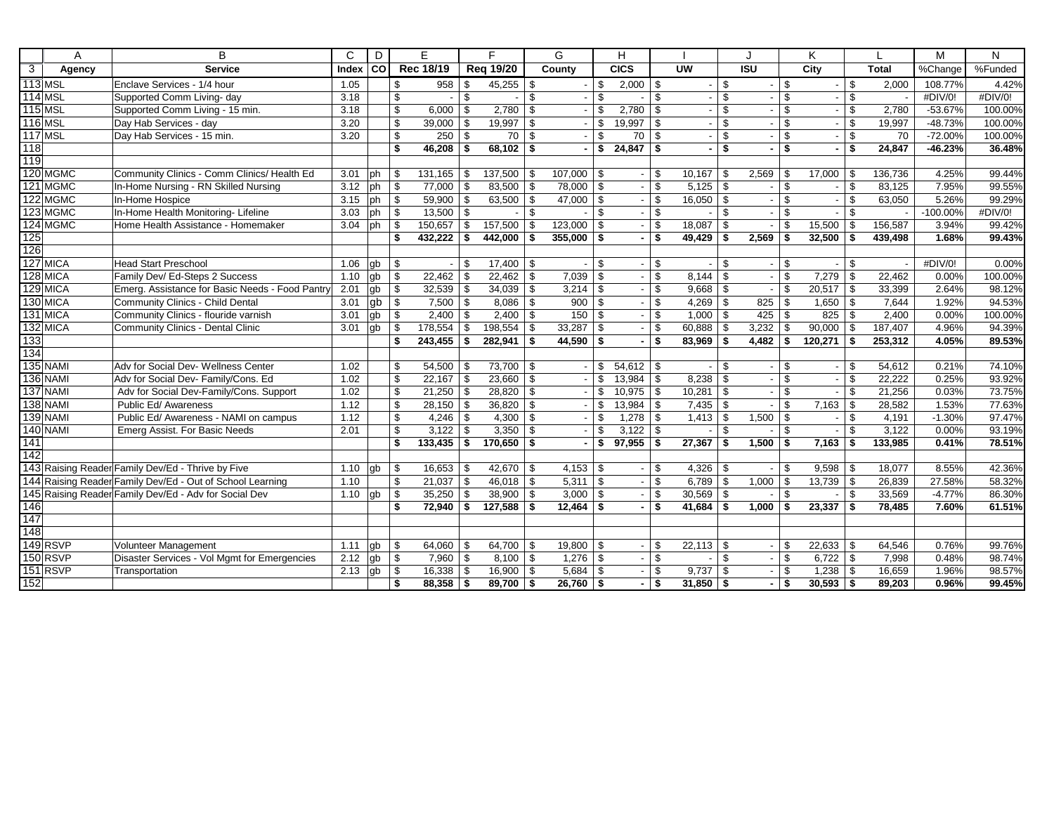| | A | B | C | D | E | F | G | H | I | J | K | L | M | N |
|---|---|---|---|---|---|---|---|---|---|---|---|---|---|---|
| 3 | Agency | Service | Index | CO | Rec 18/19 | Req 19/20 | County | CICS | UW | ISU | City | Total | %Change | %Funded |
| 113 | MSL | Enclave Services - 1/4 hour | 1.05 | | $ 958 | $ 45,255 | $ - | $ 2,000 | $ - | $ - | $ - | $ 2,000 | 108.77% | 4.42% |
| 114 | MSL | Supported Comm Living- day | 3.18 | | $ - | $ - | $ - | $ - | $ - | $ - | $ - | $ - | #DIV/0! | #DIV/0! |
| 115 | MSL | Supported Comm Living - 15 min. | 3.18 | | $ 6,000 | $ 2,780 | $ - | $ 2,780 | $ - | $ - | $ - | $ 2,780 | -53.67% | 100.00% |
| 116 | MSL | Day Hab Services - day | 3.20 | | $ 39,000 | $ 19,997 | $ - | $ 19,997 | $ - | $ - | $ - | $ 19,997 | -48.73% | 100.00% |
| 117 | MSL | Day Hab Services - 15 min. | 3.20 | | $ 250 | $ 70 | $ - | $ 70 | $ - | $ - | $ - | $ 70 | -72.00% | 100.00% |
| 118 | | | | | **$ 46,208** | **$ 68,102** | **$ -** | **$ 24,847** | **$ -** | **$ -** | **$ -** | **$ 24,847** | **-46.23%** | **36.48%** |
| 119 | | | | | | | | | | | | | | |
| 120 | MGMC | Community Clinics - Comm Clinics/ Health Ed | 3.01 | ph | $ 131,165 | $ 137,500 | $ 107,000 | $ - | $ 10,167 | $ 2,569 | $ 17,000 | $ 136,736 | 4.25% | 99.44% |
| 121 | MGMC | In-Home Nursing - RN Skilled Nursing | 3.12 | ph | $ 77,000 | $ 83,500 | $ 78,000 | $ - | $ 5,125 | $ - | $ - | $ 83,125 | 7.95% | 99.55% |
| 122 | MGMC | In-Home Hospice | 3.15 | ph | $ 59,900 | $ 63,500 | $ 47,000 | $ - | $ 16,050 | $ - | $ - | $ 63,050 | 5.26% | 99.29% |
| 123 | MGMC | In-Home Health Monitoring- Lifeline | 3.03 | ph | $ 13,500 | $ - | $ - | $ - | $ - | $ - | $ - | $ - | -100.00% | #DIV/0! |
| 124 | MGMC | Home Health Assistance - Homemaker | 3.04 | ph | $ 150,657 | $ 157,500 | $ 123,000 | $ - | $ 18,087 | $ - | $ 15,500 | $ 156,587 | 3.94% | 99.42% |
| 125 | | | | | **$ 432,222** | **$ 442,000** | **$ 355,000** | **$ -** | **$ 49,429** | **$ 2,569** | **$ 32,500** | **$ 439,498** | **1.68%** | **99.43%** |
| 126 | | | | | | | | | | | | | | |
| 127 | MICA | Head Start Preschool | 1.06 | gb | $ - | $ 17,400 | $ - | $ - | $ - | $ - | $ - | $ - | #DIV/0! | 0.00% |
| 128 | MICA | Family Dev/ Ed-Steps 2 Success | 1.10 | gb | $ 22,462 | $ 22,462 | $ 7,039 | $ - | $ 8,144 | $ - | $ 7,279 | $ 22,462 | 0.00% | 100.00% |
| 129 | MICA | Emerg. Assistance for Basic Needs - Food Pantry | 2.01 | gb | $ 32,539 | $ 34,039 | $ 3,214 | $ - | $ 9,668 | $ - | $ 20,517 | $ 33,399 | 2.64% | 98.12% |
| 130 | MICA | Community Clinics - Child Dental | 3.01 | gb | $ 7,500 | $ 8,086 | $ 900 | $ - | $ 4,269 | $ 825 | $ 1,650 | $ 7,644 | 1.92% | 94.53% |
| 131 | MICA | Community Clinics - flouride varnish | 3.01 | gb | $ 2,400 | $ 2,400 | $ 150 | $ - | $ 1,000 | $ 425 | $ 825 | $ 2,400 | 0.00% | 100.00% |
| 132 | MICA | Community Clinics - Dental Clinic | 3.01 | gb | $ 178,554 | $ 198,554 | $ 33,287 | $ - | $ 60,888 | $ 3,232 | $ 90,000 | $ 187,407 | 4.96% | 94.39% |
| 133 | | | | | **$ 243,455** | **$ 282,941** | **$ 44,590** | **$ -** | **$ 83,969** | **$ 4,482** | **$ 120,271** | **$ 253,312** | **4.05%** | **89.53%** |
| 134 | | | | | | | | | | | | | | |
| 135 | NAMI | Adv for Social Dev- Wellness Center | 1.02 | | $ 54,500 | $ 73,700 | $ - | $ 54,612 | $ - | $ - | $ - | $ 54,612 | 0.21% | 74.10% |
| 136 | NAMI | Adv for Social Dev- Family/Cons. Ed | 1.02 | | $ 22,167 | $ 23,660 | $ - | $ 13,984 | $ 8,238 | $ - | $ - | $ 22,222 | 0.25% | 93.92% |
| 137 | NAMI | Adv for Social Dev-Family/Cons. Support | 1.02 | | $ 21,250 | $ 28,820 | $ - | $ 10,975 | $ 10,281 | $ - | $ - | $ 21,256 | 0.03% | 73.75% |
| 138 | NAMI | Public Ed/ Awareness | 1.12 | | $ 28,150 | $ 36,820 | $ - | $ 13,984 | $ 7,435 | $ - | $ 7,163 | $ 28,582 | 1.53% | 77.63% |
| 139 | NAMI | Public Ed/ Awareness - NAMI on campus | 1.12 | | $ 4,246 | $ 4,300 | $ - | $ 1,278 | $ 1,413 | $ 1,500 | $ - | $ 4,191 | -1.30% | 97.47% |
| 140 | NAMI | Emerg Assist. For Basic Needs | 2.01 | | $ 3,122 | $ 3,350 | $ - | $ 3,122 | $ - | $ - | $ - | $ 3,122 | 0.00% | 93.19% |
| 141 | | | | | **$ 133,435** | **$ 170,650** | **$ -** | **$ 97,955** | **$ 27,367** | **$ 1,500** | **$ 7,163** | **$ 133,985** | **0.41%** | **78.51%** |
| 142 | | | | | | | | | | | | | | |
| 143 | Raising Reader | Family Dev/Ed - Thrive by Five | 1.10 | gb | $ 16,653 | $ 42,670 | $ 4,153 | $ - | $ 4,326 | $ - | $ 9,598 | $ 18,077 | 8.55% | 42.36% |
| 144 | Raising Reader | Family Dev/Ed - Out of School Learning | 1.10 | | $ 21,037 | $ 46,018 | $ 5,311 | $ - | $ 6,789 | $ 1,000 | $ 13,739 | $ 26,839 | 27.58% | 58.32% |
| 145 | Raising Reader | Family Dev/Ed - Adv for Social Dev | 1.10 | gb | $ 35,250 | $ 38,900 | $ 3,000 | $ - | $ 30,569 | $ - | $ - | $ 33,569 | -4.77% | 86.30% |
| 146 | | | | | **$ 72,940** | **$ 127,588** | **$ 12,464** | **$ -** | **$ 41,684** | **$ 1,000** | **$ 23,337** | **$ 78,485** | **7.60%** | **61.51%** |
| 147 | | | | | | | | | | | | | | |
| 148 | | | | | | | | | | | | | | |
| 149 | RSVP | Volunteer Management | 1.11 | gb | $ 64,060 | $ 64,700 | $ 19,800 | $ - | $ 22,113 | $ - | $ 22,633 | $ 64,546 | 0.76% | 99.76% |
| 150 | RSVP | Disaster Services - Vol Mgmt for Emergencies | 2.12 | gb | $ 7,960 | $ 8,100 | $ 1,276 | $ - | $ - | $ - | $ 6,722 | $ 7,998 | 0.48% | 98.74% |
| 151 | RSVP | Transportation | 2.13 | gb | $ 16,338 | $ 16,900 | $ 5,684 | $ - | $ 9,737 | $ - | $ 1,238 | $ 16,659 | 1.96% | 98.57% |
| 152 | | | | | **$ 88,358** | **$ 89,700** | **$ 26,760** | **$ -** | **$ 31,850** | **$ -** | **$ 30,593** | **$ 89,203** | **0.96%** | **99.45%** |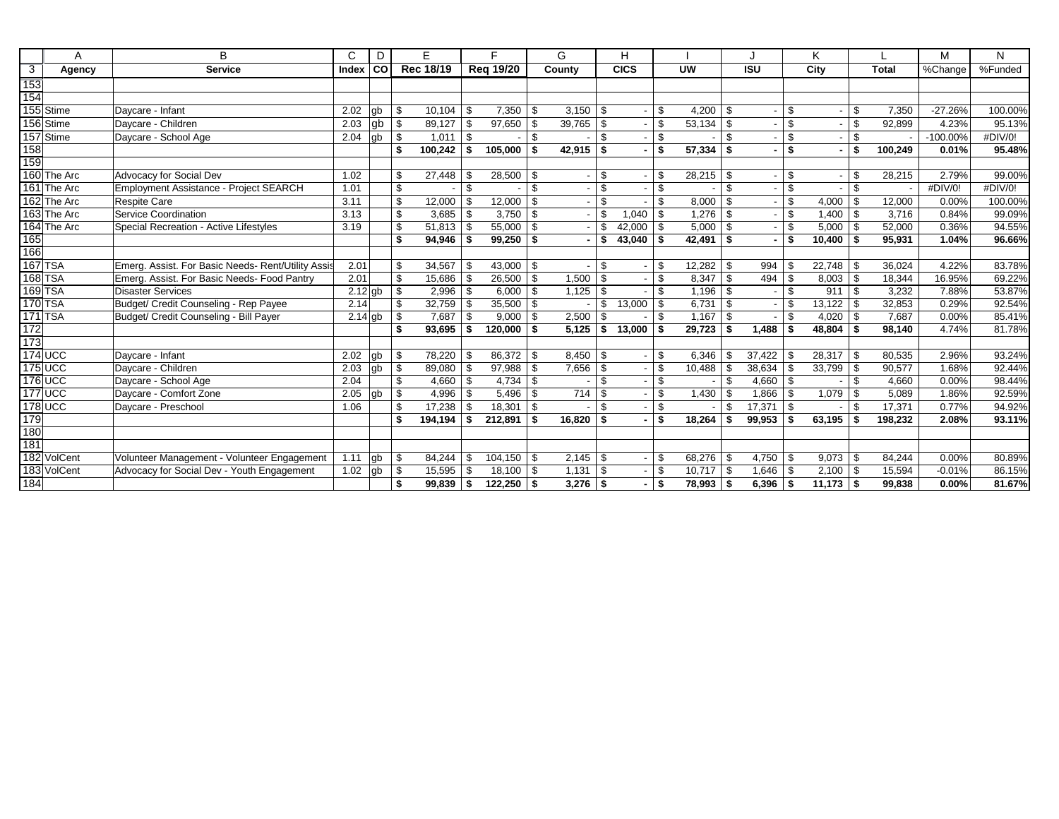| | A | B | C | D | E | F | G | H | I | J | K | L | M | N |
|---|---|---|---|---|---|---|---|---|---|---|---|---|---|---|
| 3 | Agency | Service | Index | CO | Rec 18/19 | Req 19/20 | County | CICS | UW | ISU | City | Total | %Change | %Funded |
| 153 | | | | | | | | | | | | | | |
| 154 | | | | | | | | | | | | | | |
| 155 | Stime | Daycare - Infant | 2.02 | gb | $ 10,104 | $ 7,350 | $ 3,150 | $ - | $ 4,200 | $ - | $ - | $ 7,350 | -27.26% | 100.00% |
| 156 | Stime | Daycare - Children | 2.03 | gb | $ 89,127 | $ 97,650 | $ 39,765 | $ - | $ 53,134 | $ - | $ - | $ 92,899 | 4.23% | 95.13% |
| 157 | Stime | Daycare - School Age | 2.04 | gb | $ 1,011 | $ - | $ - | $ - | $ - | $ - | $ - | $ - | -100.00% | #DIV/0! |
| 158 | | | | | **$ 100,242** | **$ 105,000** | **$ 42,915** | **$ -** | **$ 57,334** | **$ -** | **$ -** | **$ 100,249** | **0.01%** | **95.48%** |
| 159 | | | | | | | | | | | | | | |
| 160 | The Arc | Advocacy for Social Dev | 1.02 | | $ 27,448 | $ 28,500 | $ - | $ - | $ 28,215 | $ - | $ - | $ 28,215 | 2.79% | 99.00% |
| 161 | The Arc | Employment Assistance - Project SEARCH | 1.01 | | $ - | $ - | $ - | $ - | $ - | $ - | $ - | $ - | #DIV/0! | #DIV/0! |
| 162 | The Arc | Respite Care | 3.11 | | $ 12,000 | $ 12,000 | $ - | $ - | $ 8,000 | $ - | $ 4,000 | $ 12,000 | 0.00% | 100.00% |
| 163 | The Arc | Service Coordination | 3.13 | | $ 3,685 | $ 3,750 | $ - | $ 1,040 | $ 1,276 | $ - | $ 1,400 | $ 3,716 | 0.84% | 99.09% |
| 164 | The Arc | Special Recreation - Active Lifestyles | 3.19 | | $ 51,813 | $ 55,000 | $ - | $ 42,000 | $ 5,000 | $ - | $ 5,000 | $ 52,000 | 0.36% | 94.55% |
| 165 | | | | | **$ 94,946** | **$ 99,250** | **$ -** | **$ 43,040** | **$ 42,491** | **$ -** | **$ 10,400** | **$ 95,931** | **1.04%** | **96.66%** |
| 166 | | | | | | | | | | | | | | |
| 167 | TSA | Emerg. Assist. For Basic Needs- Rent/Utility Assis | 2.01 | | $ 34,567 | $ 43,000 | $ - | $ - | $ 12,282 | $ 994 | $ 22,748 | $ 36,024 | 4.22% | 83.78% |
| 168 | TSA | Emerg. Assist. For Basic Needs- Food Pantry | 2.01 | | $ 15,686 | $ 26,500 | $ 1,500 | $ - | $ 8,347 | $ 494 | $ 8,003 | $ 18,344 | 16.95% | 69.22% |
| 169 | TSA | Disaster Services | 2.12 | gb | $ 2,996 | $ 6,000 | $ 1,125 | $ - | $ 1,196 | $ - | $ 911 | $ 3,232 | 7.88% | 53.87% |
| 170 | TSA | Budget/ Credit Counseling - Rep Payee | 2.14 | | $ 32,759 | $ 35,500 | $ - | $ 13,000 | $ 6,731 | $ - | $ 13,122 | $ 32,853 | 0.29% | 92.54% |
| 171 | TSA | Budget/ Credit Counseling - Bill Payer | 2.14 | gb | $ 7,687 | $ 9,000 | $ 2,500 | $ - | $ 1,167 | $ - | $ 4,020 | $ 7,687 | 0.00% | 85.41% |
| 172 | | | | | **$ 93,695** | **$ 120,000** | **$ 5,125** | **$ 13,000** | **$ 29,723** | **$ 1,488** | **$ 48,804** | **$ 98,140** | **4.74%** | **81.78%** |
| 173 | | | | | | | | | | | | | | |
| 174 | UCC | Daycare - Infant | 2.02 | gb | $ 78,220 | $ 86,372 | $ 8,450 | $ - | $ 6,346 | $ 37,422 | $ 28,317 | $ 80,535 | 2.96% | 93.24% |
| 175 | UCC | Daycare - Children | 2.03 | gb | $ 89,080 | $ 97,988 | $ 7,656 | $ - | $ 10,488 | $ 38,634 | $ 33,799 | $ 90,577 | 1.68% | 92.44% |
| 176 | UCC | Daycare - School Age | 2.04 | | $ 4,660 | $ 4,734 | $ - | $ - | $ - | $ 4,660 | $ - | $ 4,660 | 0.00% | 98.44% |
| 177 | UCC | Daycare - Comfort Zone | 2.05 | gb | $ 4,996 | $ 5,496 | $ 714 | $ - | $ 1,430 | $ 1,866 | $ 1,079 | $ 5,089 | 1.86% | 92.59% |
| 178 | UCC | Daycare - Preschool | 1.06 | | $ 17,238 | $ 18,301 | $ - | $ - | $ - | $ 17,371 | $ - | $ 17,371 | 0.77% | 94.92% |
| 179 | | | | | **$ 194,194** | **$ 212,891** | **$ 16,820** | **$ -** | **$ 18,264** | **$ 99,953** | **$ 63,195** | **$ 198,232** | **2.08%** | **93.11%** |
| 180 | | | | | | | | | | | | | | |
| 181 | | | | | | | | | | | | | | |
| 182 | VolCent | Volunteer Management - Volunteer Engagement | 1.11 | gb | $ 84,244 | $ 104,150 | $ 2,145 | $ - | $ 68,276 | $ 4,750 | $ 9,073 | $ 84,244 | 0.00% | 80.89% |
| 183 | VolCent | Advocacy for Social Dev - Youth Engagement | 1.02 | gb | $ 15,595 | $ 18,100 | $ 1,131 | $ - | $ 10,717 | $ 1,646 | $ 2,100 | $ 15,594 | -0.01% | 86.15% |
| 184 | | | | | **$ 99,839** | **$ 122,250** | **$ 3,276** | **$ -** | **$ 78,993** | **$ 6,396** | **$ 11,173** | **$ 99,838** | **0.00%** | **81.67%** |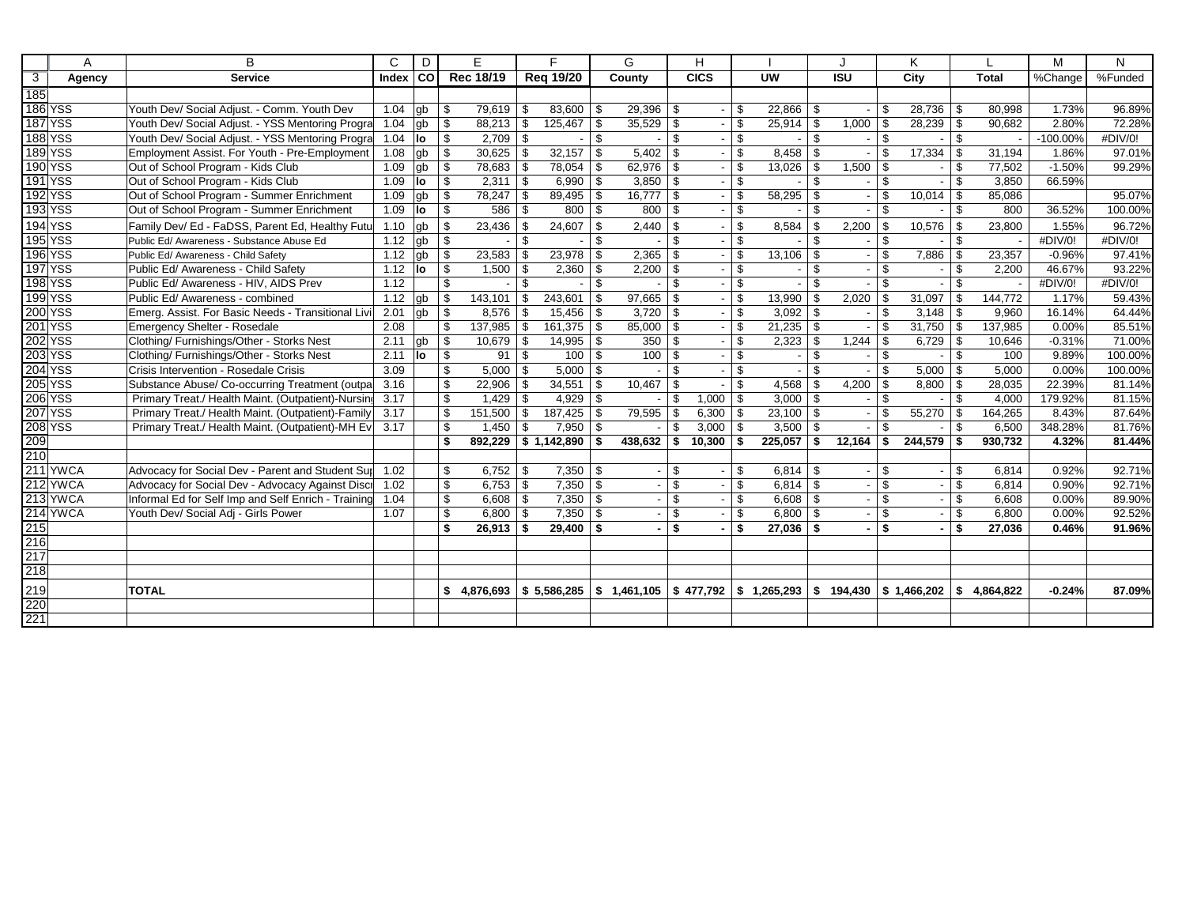| | A | B | C | D | E | F | G | H | I | J | K | L | M | N |
|---|---|---|---|---|---|---|---|---|---|---|---|---|---|---|
| 3 | Agency | Service | Index | CO | Rec 18/19 | Req 19/20 | County | CICS | UW | ISU | City | Total | %Change | %Funded |
| 185 | | | | | | | | | | | | | | |
| 186 | YSS | Youth Dev/ Social Adjust. - Comm. Youth Dev | 1.04 | gb | $ 79,619 | $ 83,600 | $ 29,396 | $ - | $ 22,866 | $ - | $ 28,736 | $ 80,998 | 1.73% | 96.89% |
| 187 | YSS | Youth Dev/ Social Adjust. - YSS Mentoring Progra | 1.04 | gb | $ 88,213 | $ 125,467 | $ 35,529 | $ - | $ 25,914 | $ 1,000 | $ 28,239 | $ 90,682 | 2.80% | 72.28% |
| 188 | YSS | Youth Dev/ Social Adjust. - YSS Mentoring Progra | 1.04 | lo | $ 2,709 | $ - | $ - | $ - | $ - | $ - | $ - | $ - | -100.00% | #DIV/0! |
| 189 | YSS | Employment Assist. For Youth - Pre-Employment | 1.08 | gb | $ 30,625 | $ 32,157 | $ 5,402 | $ - | $ 8,458 | $ - | $ 17,334 | $ 31,194 | 1.86% | 97.01% |
| 190 | YSS | Out of School Program - Kids Club | 1.09 | gb | $ 78,683 | $ 78,054 | $ 62,976 | $ - | $ 13,026 | $ 1,500 | $ - | $ 77,502 | -1.50% | 99.29% |
| 191 | YSS | Out of School Program - Kids Club | 1.09 | lo | $ 2,311 | $ 6,990 | $ 3,850 | $ - | $ - | $ - | $ - | $ 3,850 | 66.59% | |
| 192 | YSS | Out of School Program - Summer Enrichment | 1.09 | gb | $ 78,247 | $ 89,495 | $ 16,777 | $ - | $ 58,295 | $ - | $ 10,014 | $ 85,086 | | 95.07% |
| 193 | YSS | Out of School Program - Summer Enrichment | 1.09 | lo | $ 586 | $ 800 | $ 800 | $ - | $ - | $ - | $ - | $ 800 | 36.52% | 100.00% |
| 194 | YSS | Family Dev/ Ed - FaDSS, Parent Ed, Healthy Futu | 1.10 | gb | $ 23,436 | $ 24,607 | $ 2,440 | $ - | $ 8,584 | $ 2,200 | $ 10,576 | $ 23,800 | 1.55% | 96.72% |
| 195 | YSS | Public Ed/ Awareness - Substance Abuse Ed | 1.12 | gb | $ - | $ - | $ - | $ - | $ - | $ - | $ - | $ - | #DIV/0! | #DIV/0! |
| 196 | YSS | Public Ed/ Awareness - Child Safety | 1.12 | gb | $ 23,583 | $ 23,978 | $ 2,365 | $ - | $ 13,106 | $ - | $ 7,886 | $ 23,357 | -0.96% | 97.41% |
| 197 | YSS | Public Ed/ Awareness - Child Safety | 1.12 | lo | $ 1,500 | $ 2,360 | $ 2,200 | $ - | $ - | $ - | $ - | $ 2,200 | 46.67% | 93.22% |
| 198 | YSS | Public Ed/ Awareness - HIV, AIDS Prev | 1.12 | | $ - | $ - | $ - | $ - | $ - | $ - | $ - | $ - | #DIV/0! | #DIV/0! |
| 199 | YSS | Public Ed/ Awareness - combined | 1.12 | gb | $ 143,101 | $ 243,601 | $ 97,665 | $ - | $ 13,990 | $ 2,020 | $ 31,097 | $ 144,772 | 1.17% | 59.43% |
| 200 | YSS | Emerg. Assist. For Basic Needs - Transitional Livi | 2.01 | gb | $ 8,576 | $ 15,456 | $ 3,720 | $ - | $ 3,092 | $ - | $ 3,148 | $ 9,960 | 16.14% | 64.44% |
| 201 | YSS | Emergency Shelter - Rosedale | 2.08 | | $ 137,985 | $ 161,375 | $ 85,000 | $ - | $ 21,235 | $ - | $ 31,750 | $ 137,985 | 0.00% | 85.51% |
| 202 | YSS | Clothing/ Furnishings/Other - Storks Nest | 2.11 | gb | $ 10,679 | $ 14,995 | $ 350 | $ - | $ 2,323 | $ 1,244 | $ 6,729 | $ 10,646 | -0.31% | 71.00% |
| 203 | YSS | Clothing/ Furnishings/Other - Storks Nest | 2.11 | lo | $ 91 | $ 100 | $ 100 | $ - | $ - | $ - | $ - | $ 100 | 9.89% | 100.00% |
| 204 | YSS | Crisis Intervention - Rosedale Crisis | 3.09 | | $ 5,000 | $ 5,000 | $ - | $ - | $ - | $ - | $ 5,000 | $ 5,000 | 0.00% | 100.00% |
| 205 | YSS | Substance Abuse/ Co-occurring Treatment (outpa | 3.16 | | $ 22,906 | $ 34,551 | $ 10,467 | $ - | $ 4,568 | $ 4,200 | $ 8,800 | $ 28,035 | 22.39% | 81.14% |
| 206 | YSS | Primary Treat./ Health Maint. (Outpatient)-Nursin | 3.17 | | $ 1,429 | $ 4,929 | $ - | $ 1,000 | $ 3,000 | $ - | $ - | $ 4,000 | 179.92% | 81.15% |
| 207 | YSS | Primary Treat./ Health Maint. (Outpatient)-Family | 3.17 | | $ 151,500 | $ 187,425 | $ 79,595 | $ 6,300 | $ 23,100 | $ - | $ 55,270 | $ 164,265 | 8.43% | 87.64% |
| 208 | YSS | Primary Treat./ Health Maint. (Outpatient)-MH Ev | 3.17 | | $ 1,450 | $ 7,950 | $ - | $ 3,000 | $ 3,500 | $ - | $ - | $ 6,500 | 348.28% | 81.76% |
| 209 | | | | | **$ 892,229** | **$ 1,142,890** | **$ 438,632** | **$ 10,300** | **$ 225,057** | **$ 12,164** | **$ 244,579** | **$ 930,732** | **4.32%** | **81.44%** |
| 210 | | | | | | | | | | | | | | |
| 211 | YWCA | Advocacy for Social Dev - Parent and Student Sup | 1.02 | | $ 6,752 | $ 7,350 | $ - | $ - | $ 6,814 | $ - | $ - | $ 6,814 | 0.92% | 92.71% |
| 212 | YWCA | Advocacy for Social Dev - Advocacy Against Disci | 1.02 | | $ 6,753 | $ 7,350 | $ - | $ - | $ 6,814 | $ - | $ - | $ 6,814 | 0.90% | 92.71% |
| 213 | YWCA | Informal Ed for Self Imp and Self Enrich - Training | 1.04 | | $ 6,608 | $ 7,350 | $ - | $ - | $ 6,608 | $ - | $ - | $ 6,608 | 0.00% | 89.90% |
| 214 | YWCA | Youth Dev/ Social Adj - Girls Power | 1.07 | | $ 6,800 | $ 7,350 | $ - | $ - | $ 6,800 | $ - | $ - | $ 6,800 | 0.00% | 92.52% |
| 215 | | | | | **$ 26,913** | **$ 29,400** | **$ -** | **$ -** | **$ 27,036** | **$ -** | **$ -** | **$ 27,036** | **0.46%** | **91.96%** |
| 216 | | | | | | | | | | | | | | |
| 217 | | | | | | | | | | | | | | |
| 218 | | | | | | | | | | | | | | |
| 219 | | **TOTAL** | | | **$ 4,876,693** | **$ 5,586,285** | **$ 1,461,105** | **$ 477,792** | **$ 1,265,293** | **$ 194,430** | **$ 1,466,202** | **$ 4,864,822** | **-0.24%** | **87.09%** |
| 220 | | | | | | | | | | | | | | |
| 221 | | | | | | | | | | | | | | |